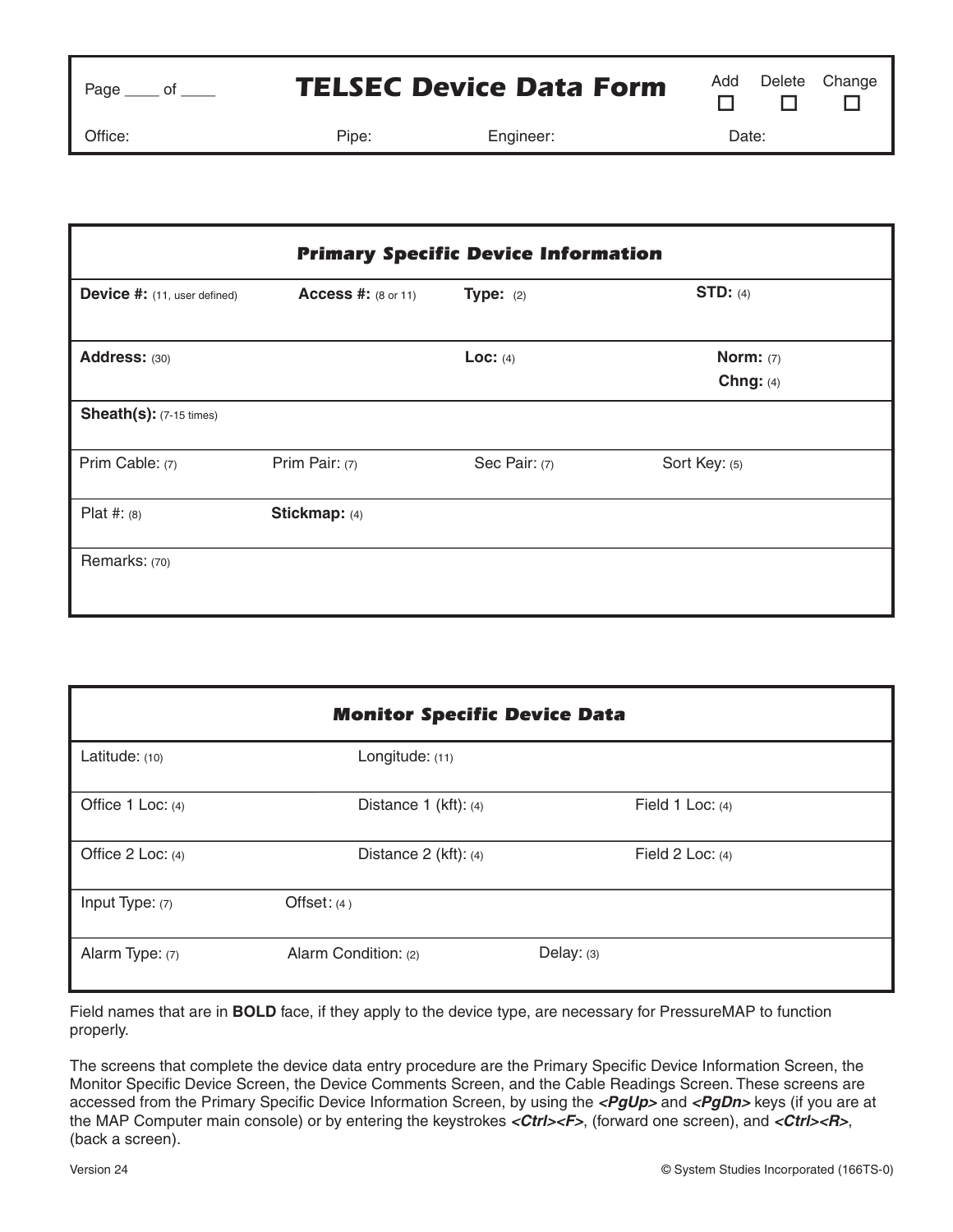# TELSEC Device Data Form

Page ____ of ____

Add ☐ Delete ☐ Change ☐

| Office: | Pipe: | Engineer: | Date: |
|---|---|---|---|

## Primary Specific Device Information

| | | | |
|---|---|---|---|
| **Device #:** (11, user defined) | **Access #:** (8 or 11) | **Type:** (2) | **STD:** (4) |
| **Address:** (30) | | **Loc:** (4) | **Norm:** (7) **Chng:** (4) |
| **Sheath(s):** (7-15 times) | | | |
| Prim Cable: (7) | Prim Pair: (7) | Sec Pair: (7) | Sort Key: (5) |
| Plat #: (8) | **Stickmap:** (4) | | |
| Remarks: (70) | | | |

## Monitor Specific Device Data

| | | |
|---|---|---|
| Latitude: (10) | Longitude: (11) | |
| Office 1 Loc: (4) | Distance 1 (kft): (4) | Field 1 Loc: (4) |
| Office 2 Loc: (4) | Distance 2 (kft): (4) | Field 2 Loc: (4) |
| Input Type: (7) | Offset: (4) | |
| Alarm Type: (7) | Alarm Condition: (2) | Delay: (3) |

Field names that are in **BOLD** face, if they apply to the device type, are necessary for PressureMAP to function properly.

The screens that complete the device data entry procedure are the Primary Specific Device Information Screen, the Monitor Specific Device Screen, the Device Comments Screen, and the Cable Readings Screen. These screens are accessed from the Primary Specific Device Information Screen, by using the ***<PgUp>*** and ***<PgDn>*** keys (if you are at the MAP Computer main console) or by entering the keystrokes ***<Ctrl><F>***, (forward one screen), and ***<Ctrl><R>***, (back a screen).

Version 24

© System Studies Incorporated (166TS-0)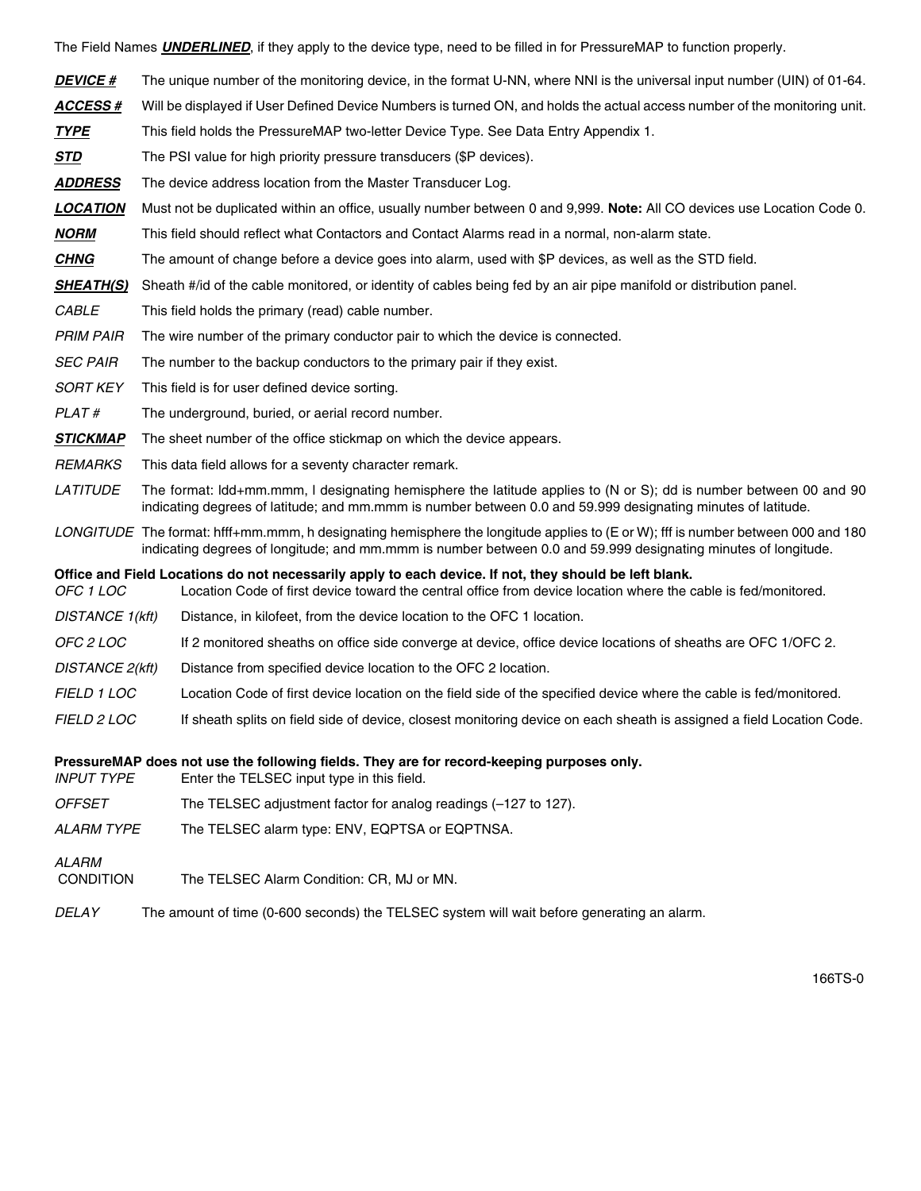The Field Names ***UNDERLINED***, if they apply to the device type, need to be filled in for PressureMAP to function properly.

***DEVICE #*** The unique number of the monitoring device, in the format U-NN, where NNI is the universal input number (UIN) of 01-64.

***ACCESS #*** Will be displayed if User Defined Device Numbers is turned ON, and holds the actual access number of the monitoring unit.

***TYPE*** This field holds the PressureMAP two-letter Device Type. See Data Entry Appendix 1.

***STD*** The PSI value for high priority pressure transducers ($P devices).

***ADDRESS*** The device address location from the Master Transducer Log.

***LOCATION*** Must not be duplicated within an office, usually number between 0 and 9,999. **Note:** All CO devices use Location Code 0.

***NORM*** This field should reflect what Contactors and Contact Alarms read in a normal, non-alarm state.

***CHNG*** The amount of change before a device goes into alarm, used with $P devices, as well as the STD field.

***SHEATH(S)*** Sheath #/id of the cable monitored, or identity of cables being fed by an air pipe manifold or distribution panel.

*CABLE* This field holds the primary (read) cable number.

*PRIM PAIR* The wire number of the primary conductor pair to which the device is connected.

*SEC PAIR* The number to the backup conductors to the primary pair if they exist.

*SORT KEY* This field is for user defined device sorting.

*PLAT #* The underground, buried, or aerial record number.

***STICKMAP*** The sheet number of the office stickmap on which the device appears.

*REMARKS* This data field allows for a seventy character remark.

*LATITUDE* The format: ldd+mm.mmm, l designating hemisphere the latitude applies to (N or S); dd is number between 00 and 90 indicating degrees of latitude; and mm.mmm is number between 0.0 and 59.999 designating minutes of latitude.

*LONGITUDE* The format: hfff+mm.mmm, h designating hemisphere the longitude applies to (E or W); fff is number between 000 and 180 indicating degrees of longitude; and mm.mmm is number between 0.0 and 59.999 designating minutes of longitude.

**Office and Field Locations do not necessarily apply to each device. If not, they should be left blank.**

*OFC 1 LOC* Location Code of first device toward the central office from device location where the cable is fed/monitored.

*DISTANCE 1(kft)* Distance, in kilofeet, from the device location to the OFC 1 location.

*OFC 2 LOC* If 2 monitored sheaths on office side converge at device, office device locations of sheaths are OFC 1/OFC 2.

*DISTANCE 2(kft)* Distance from specified device location to the OFC 2 location.

*FIELD 1 LOC* Location Code of first device location on the field side of the specified device where the cable is fed/monitored.

*FIELD 2 LOC* If sheath splits on field side of device, closest monitoring device on each sheath is assigned a field Location Code.

**PressureMAP does not use the following fields. They are for record-keeping purposes only.**

*INPUT TYPE* Enter the TELSEC input type in this field.

*OFFSET* The TELSEC adjustment factor for analog readings (–127 to 127).

*ALARM TYPE* The TELSEC alarm type: ENV, EQPTSA or EQPTNSA.

*ALARM CONDITION* The TELSEC Alarm Condition: CR, MJ or MN.

*DELAY* The amount of time (0-600 seconds) the TELSEC system will wait before generating an alarm.

166TS-0